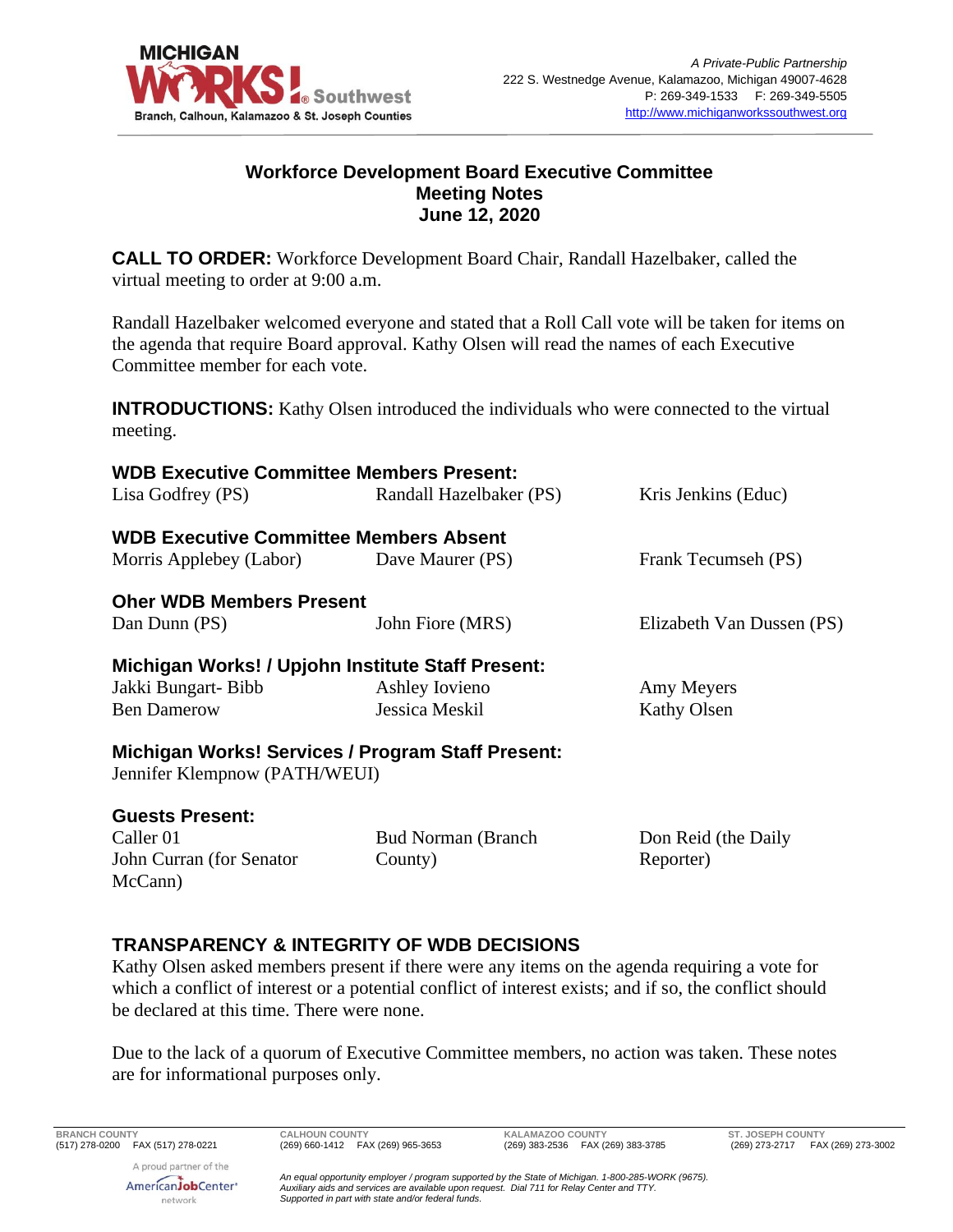MICHIGAN WORKS! Southwest
Branch, Calhoun, Kalamazoo & St. Joseph Counties

*A Private-Public Partnership*
222 S. Westnedge Avenue, Kalamazoo, Michigan 49007-4628
P: 269-349-1533 F: 269-349-5505
http://www.michiganworkssouthwest.org

# Workforce Development Board Executive Committee
## Meeting Notes
## June 12, 2020

**CALL TO ORDER:** Workforce Development Board Chair, Randall Hazelbaker, called the virtual meeting to order at 9:00 a.m.

Randall Hazelbaker welcomed everyone and stated that a Roll Call vote will be taken for items on the agenda that require Board approval. Kathy Olsen will read the names of each Executive Committee member for each vote.

**INTRODUCTIONS:** Kathy Olsen introduced the individuals who were connected to the virtual meeting.

**WDB Executive Committee Members Present:**

Lisa Godfrey (PS) | Randall Hazelbaker (PS) | Kris Jenkins (Educ)

**WDB Executive Committee Members Absent**

Morris Applebey (Labor) | Dave Maurer (PS) | Frank Tecumseh (PS)

**Oher WDB Members Present**

Dan Dunn (PS) | John Fiore (MRS) | Elizabeth Van Dussen (PS)

**Michigan Works! / Upjohn Institute Staff Present:**

Jakki Bungart- Bibb | Ashley Iovieno | Amy Meyers
Ben Damerow | Jessica Meskil | Kathy Olsen

**Michigan Works! Services / Program Staff Present:**

Jennifer Klempnow (PATH/WEUI)

**Guests Present:**

Caller 01 | Bud Norman (Branch County) | Don Reid (the Daily Reporter)
John Curran (for Senator McCann)

## TRANSPARENCY & INTEGRITY OF WDB DECISIONS

Kathy Olsen asked members present if there were any items on the agenda requiring a vote for which a conflict of interest or a potential conflict of interest exists; and if so, the conflict should be declared at this time. There were none.

Due to the lack of a quorum of Executive Committee members, no action was taken. These notes are for informational purposes only.

BRANCH COUNTY (517) 278-0200 FAX (517) 278-0221 | CALHOUN COUNTY (269) 660-1412 FAX (269) 965-3653 | KALAMAZOO COUNTY (269) 383-2536 FAX (269) 383-3785 | ST. JOSEPH COUNTY (269) 273-2717 FAX (269) 273-3002

A proud partner of the AmericanJobCenter network

*An equal opportunity employer / program supported by the State of Michigan. 1-800-285-WORK (9675). Auxiliary aids and services are available upon request. Dial 711 for Relay Center and TTY. Supported in part with state and/or federal funds.*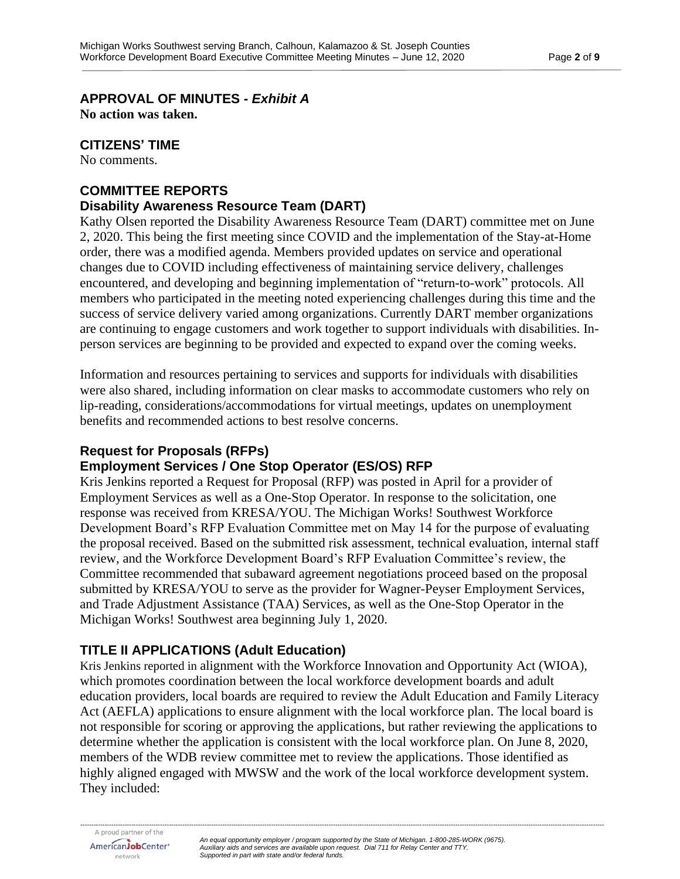## APPROVAL OF MINUTES - *Exhibit A*

**No action was taken.**

## CITIZENS' TIME

No comments.

## COMMITTEE REPORTS

### Disability Awareness Resource Team (DART)

Kathy Olsen reported the Disability Awareness Resource Team (DART) committee met on June 2, 2020. This being the first meeting since COVID and the implementation of the Stay-at-Home order, there was a modified agenda. Members provided updates on service and operational changes due to COVID including effectiveness of maintaining service delivery, challenges encountered, and developing and beginning implementation of "return-to-work" protocols. All members who participated in the meeting noted experiencing challenges during this time and the success of service delivery varied among organizations. Currently DART member organizations are continuing to engage customers and work together to support individuals with disabilities. In-person services are beginning to be provided and expected to expand over the coming weeks.

Information and resources pertaining to services and supports for individuals with disabilities were also shared, including information on clear masks to accommodate customers who rely on lip-reading, considerations/accommodations for virtual meetings, updates on unemployment benefits and recommended actions to best resolve concerns.

### Request for Proposals (RFPs)

### Employment Services / One Stop Operator (ES/OS) RFP

Kris Jenkins reported a Request for Proposal (RFP) was posted in April for a provider of Employment Services as well as a One-Stop Operator. In response to the solicitation, one response was received from KRESA/YOU. The Michigan Works! Southwest Workforce Development Board's RFP Evaluation Committee met on May 14 for the purpose of evaluating the proposal received. Based on the submitted risk assessment, technical evaluation, internal staff review, and the Workforce Development Board's RFP Evaluation Committee's review, the Committee recommended that subaward agreement negotiations proceed based on the proposal submitted by KRESA/YOU to serve as the provider for Wagner-Peyser Employment Services, and Trade Adjustment Assistance (TAA) Services, as well as the One-Stop Operator in the Michigan Works! Southwest area beginning July 1, 2020.

## TITLE II APPLICATIONS (Adult Education)

Kris Jenkins reported in alignment with the Workforce Innovation and Opportunity Act (WIOA), which promotes coordination between the local workforce development boards and adult education providers, local boards are required to review the Adult Education and Family Literacy Act (AEFLA) applications to ensure alignment with the local workforce plan. The local board is not responsible for scoring or approving the applications, but rather reviewing the applications to determine whether the application is consistent with the local workforce plan. On June 8, 2020, members of the WDB review committee met to review the applications. Those identified as highly aligned engaged with MWSW and the work of the local workforce development system. They included: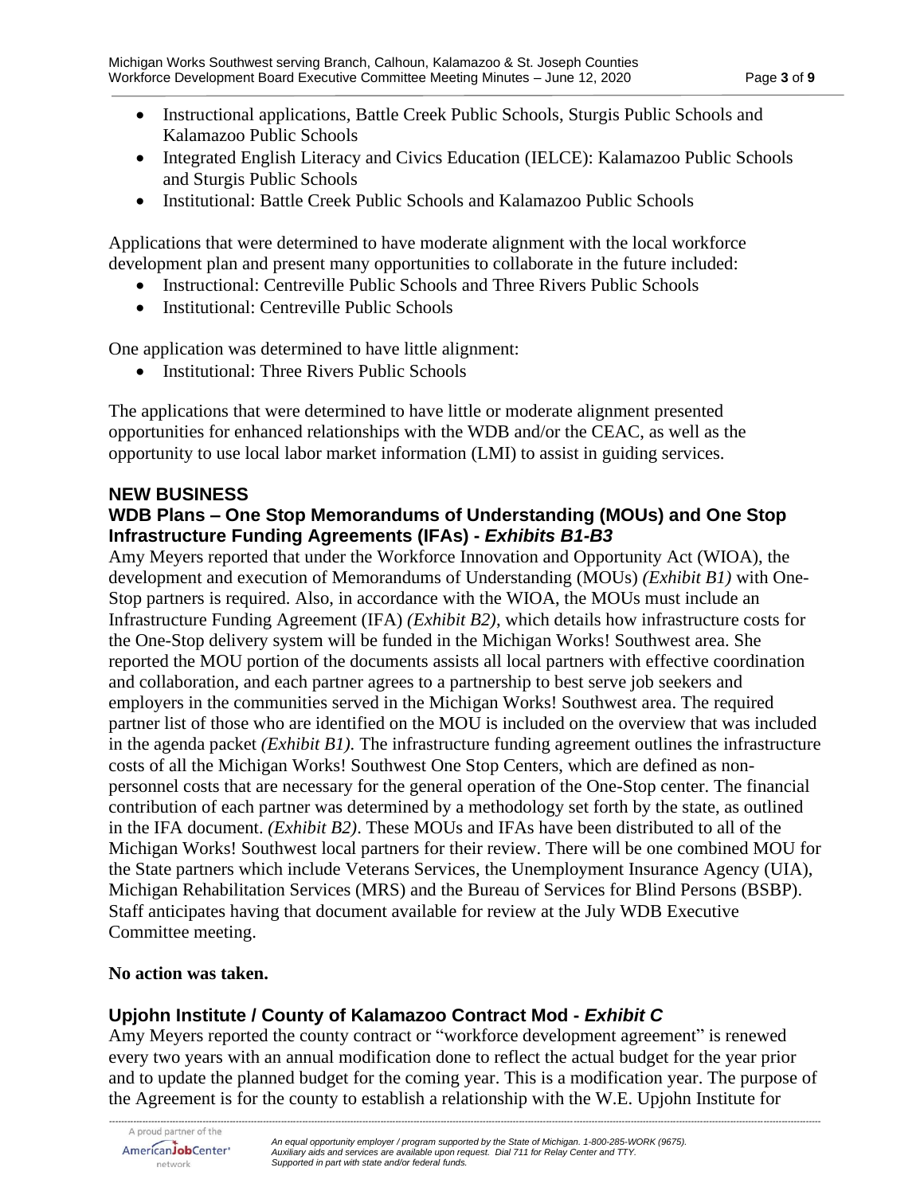- Instructional applications, Battle Creek Public Schools, Sturgis Public Schools and Kalamazoo Public Schools
- Integrated English Literacy and Civics Education (IELCE): Kalamazoo Public Schools and Sturgis Public Schools
- Institutional: Battle Creek Public Schools and Kalamazoo Public Schools

Applications that were determined to have moderate alignment with the local workforce development plan and present many opportunities to collaborate in the future included:

- Instructional: Centreville Public Schools and Three Rivers Public Schools
- Institutional: Centreville Public Schools

One application was determined to have little alignment:

- Institutional: Three Rivers Public Schools

The applications that were determined to have little or moderate alignment presented opportunities for enhanced relationships with the WDB and/or the CEAC, as well as the opportunity to use local labor market information (LMI) to assist in guiding services.

## NEW BUSINESS

### WDB Plans – One Stop Memorandums of Understanding (MOUs) and One Stop Infrastructure Funding Agreements (IFAs) - *Exhibits B1-B3*

Amy Meyers reported that under the Workforce Innovation and Opportunity Act (WIOA), the development and execution of Memorandums of Understanding (MOUs) *(Exhibit B1)* with One-Stop partners is required. Also, in accordance with the WIOA, the MOUs must include an Infrastructure Funding Agreement (IFA) *(Exhibit B2)*, which details how infrastructure costs for the One-Stop delivery system will be funded in the Michigan Works! Southwest area. She reported the MOU portion of the documents assists all local partners with effective coordination and collaboration, and each partner agrees to a partnership to best serve job seekers and employers in the communities served in the Michigan Works! Southwest area. The required partner list of those who are identified on the MOU is included on the overview that was included in the agenda packet *(Exhibit B1)*. The infrastructure funding agreement outlines the infrastructure costs of all the Michigan Works! Southwest One Stop Centers, which are defined as non-personnel costs that are necessary for the general operation of the One-Stop center. The financial contribution of each partner was determined by a methodology set forth by the state, as outlined in the IFA document. *(Exhibit B2)*. These MOUs and IFAs have been distributed to all of the Michigan Works! Southwest local partners for their review. There will be one combined MOU for the State partners which include Veterans Services, the Unemployment Insurance Agency (UIA), Michigan Rehabilitation Services (MRS) and the Bureau of Services for Blind Persons (BSBP). Staff anticipates having that document available for review at the July WDB Executive Committee meeting.

**No action was taken.**

### Upjohn Institute / County of Kalamazoo Contract Mod - *Exhibit C*

Amy Meyers reported the county contract or "workforce development agreement" is renewed every two years with an annual modification done to reflect the actual budget for the year prior and to update the planned budget for the coming year. This is a modification year. The purpose of the Agreement is for the county to establish a relationship with the W.E. Upjohn Institute for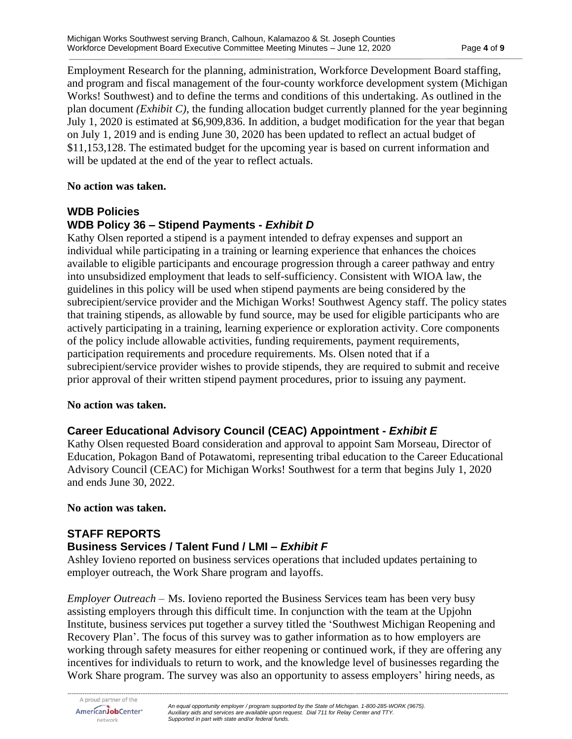Employment Research for the planning, administration, Workforce Development Board staffing, and program and fiscal management of the four-county workforce development system (Michigan Works! Southwest) and to define the terms and conditions of this undertaking. As outlined in the plan document *(Exhibit C)*, the funding allocation budget currently planned for the year beginning July 1, 2020 is estimated at $6,909,836. In addition, a budget modification for the year that began on July 1, 2019 and is ending June 30, 2020 has been updated to reflect an actual budget of $11,153,128. The estimated budget for the upcoming year is based on current information and will be updated at the end of the year to reflect actuals.

**No action was taken.**

## WDB Policies

### WDB Policy 36 – Stipend Payments - *Exhibit D*

Kathy Olsen reported a stipend is a payment intended to defray expenses and support an individual while participating in a training or learning experience that enhances the choices available to eligible participants and encourage progression through a career pathway and entry into unsubsidized employment that leads to self-sufficiency. Consistent with WIOA law, the guidelines in this policy will be used when stipend payments are being considered by the subrecipient/service provider and the Michigan Works! Southwest Agency staff. The policy states that training stipends, as allowable by fund source, may be used for eligible participants who are actively participating in a training, learning experience or exploration activity. Core components of the policy include allowable activities, funding requirements, payment requirements, participation requirements and procedure requirements. Ms. Olsen noted that if a subrecipient/service provider wishes to provide stipends, they are required to submit and receive prior approval of their written stipend payment procedures, prior to issuing any payment.

**No action was taken.**

### Career Educational Advisory Council (CEAC) Appointment - *Exhibit E*

Kathy Olsen requested Board consideration and approval to appoint Sam Morseau, Director of Education, Pokagon Band of Potawatomi, representing tribal education to the Career Educational Advisory Council (CEAC) for Michigan Works! Southwest for a term that begins July 1, 2020 and ends June 30, 2022.

**No action was taken.**

## STAFF REPORTS

### Business Services / Talent Fund / LMI – *Exhibit F*

Ashley Iovieno reported on business services operations that included updates pertaining to employer outreach, the Work Share program and layoffs.

*Employer Outreach* – Ms. Iovieno reported the Business Services team has been very busy assisting employers through this difficult time. In conjunction with the team at the Upjohn Institute, business services put together a survey titled the 'Southwest Michigan Reopening and Recovery Plan'. The focus of this survey was to gather information as to how employers are working through safety measures for either reopening or continued work, if they are offering any incentives for individuals to return to work, and the knowledge level of businesses regarding the Work Share program. The survey was also an opportunity to assess employers' hiring needs, as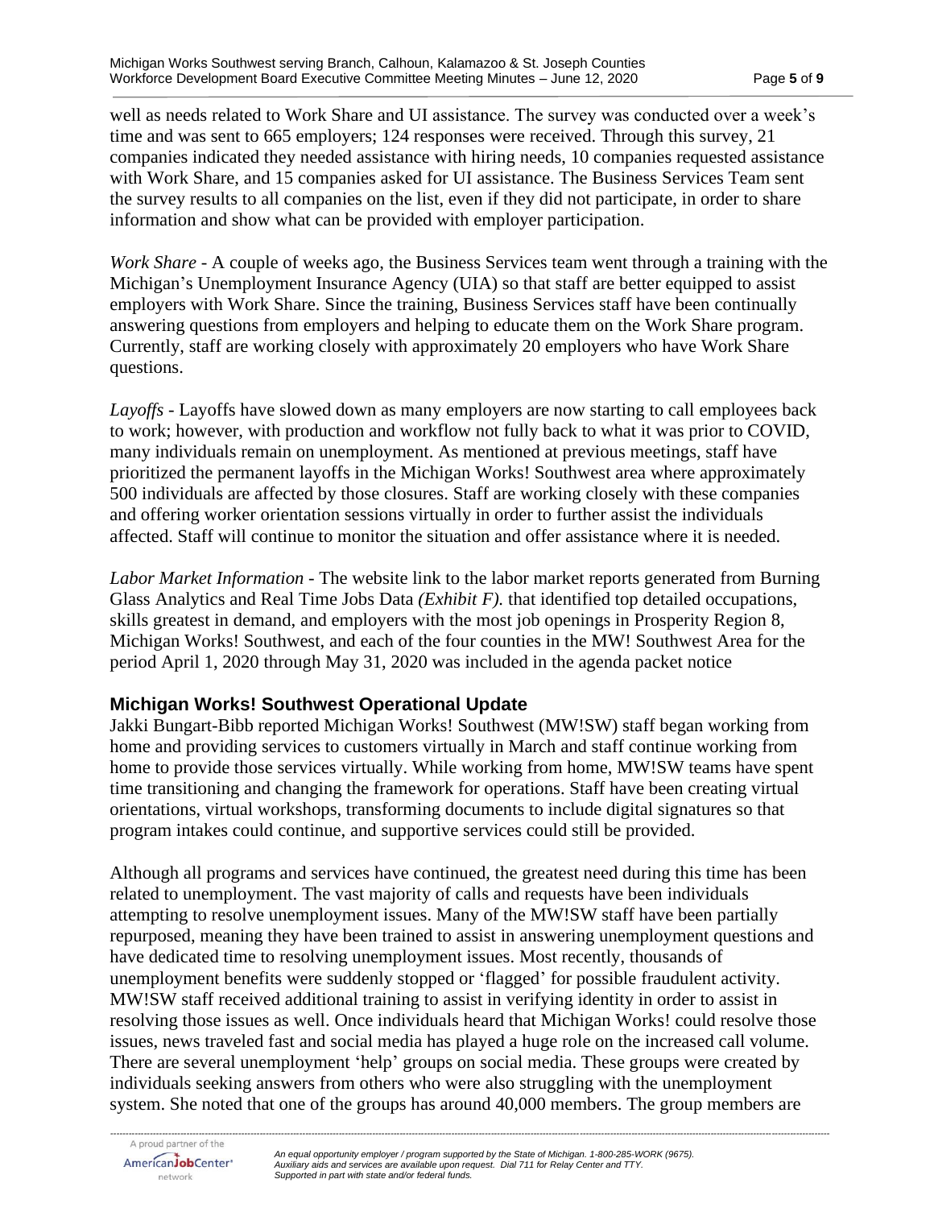well as needs related to Work Share and UI assistance. The survey was conducted over a week's time and was sent to 665 employers; 124 responses were received. Through this survey, 21 companies indicated they needed assistance with hiring needs, 10 companies requested assistance with Work Share, and 15 companies asked for UI assistance. The Business Services Team sent the survey results to all companies on the list, even if they did not participate, in order to share information and show what can be provided with employer participation.

*Work Share* - A couple of weeks ago, the Business Services team went through a training with the Michigan's Unemployment Insurance Agency (UIA) so that staff are better equipped to assist employers with Work Share. Since the training, Business Services staff have been continually answering questions from employers and helping to educate them on the Work Share program. Currently, staff are working closely with approximately 20 employers who have Work Share questions.

*Layoffs* - Layoffs have slowed down as many employers are now starting to call employees back to work; however, with production and workflow not fully back to what it was prior to COVID, many individuals remain on unemployment. As mentioned at previous meetings, staff have prioritized the permanent layoffs in the Michigan Works! Southwest area where approximately 500 individuals are affected by those closures. Staff are working closely with these companies and offering worker orientation sessions virtually in order to further assist the individuals affected. Staff will continue to monitor the situation and offer assistance where it is needed.

*Labor Market Information* - The website link to the labor market reports generated from Burning Glass Analytics and Real Time Jobs Data *(Exhibit F).* that identified top detailed occupations, skills greatest in demand, and employers with the most job openings in Prosperity Region 8, Michigan Works! Southwest, and each of the four counties in the MW! Southwest Area for the period April 1, 2020 through May 31, 2020 was included in the agenda packet notice

## Michigan Works! Southwest Operational Update

Jakki Bungart-Bibb reported Michigan Works! Southwest (MW!SW) staff began working from home and providing services to customers virtually in March and staff continue working from home to provide those services virtually. While working from home, MW!SW teams have spent time transitioning and changing the framework for operations. Staff have been creating virtual orientations, virtual workshops, transforming documents to include digital signatures so that program intakes could continue, and supportive services could still be provided.

Although all programs and services have continued, the greatest need during this time has been related to unemployment. The vast majority of calls and requests have been individuals attempting to resolve unemployment issues. Many of the MW!SW staff have been partially repurposed, meaning they have been trained to assist in answering unemployment questions and have dedicated time to resolving unemployment issues. Most recently, thousands of unemployment benefits were suddenly stopped or 'flagged' for possible fraudulent activity. MW!SW staff received additional training to assist in verifying identity in order to assist in resolving those issues as well. Once individuals heard that Michigan Works! could resolve those issues, news traveled fast and social media has played a huge role on the increased call volume. There are several unemployment 'help' groups on social media. These groups were created by individuals seeking answers from others who were also struggling with the unemployment system. She noted that one of the groups has around 40,000 members. The group members are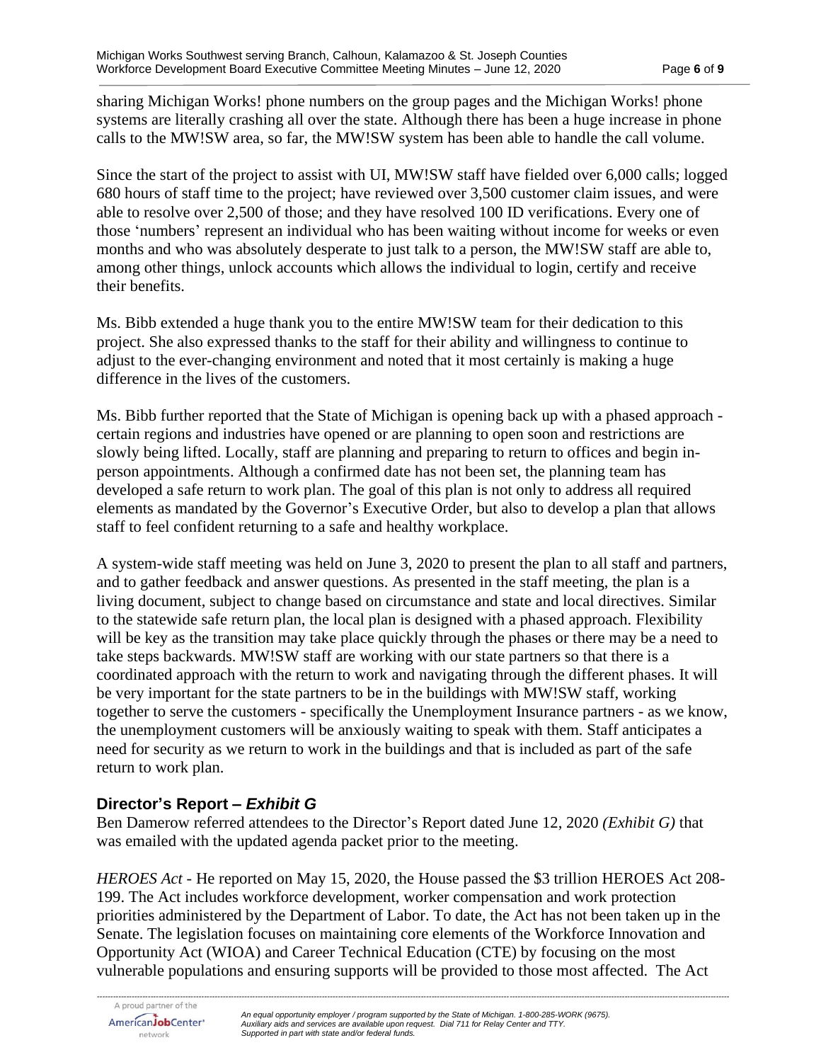sharing Michigan Works! phone numbers on the group pages and the Michigan Works! phone systems are literally crashing all over the state. Although there has been a huge increase in phone calls to the MW!SW area, so far, the MW!SW system has been able to handle the call volume.

Since the start of the project to assist with UI, MW!SW staff have fielded over 6,000 calls; logged 680 hours of staff time to the project; have reviewed over 3,500 customer claim issues, and were able to resolve over 2,500 of those; and they have resolved 100 ID verifications. Every one of those 'numbers' represent an individual who has been waiting without income for weeks or even months and who was absolutely desperate to just talk to a person, the MW!SW staff are able to, among other things, unlock accounts which allows the individual to login, certify and receive their benefits.

Ms. Bibb extended a huge thank you to the entire MW!SW team for their dedication to this project. She also expressed thanks to the staff for their ability and willingness to continue to adjust to the ever-changing environment and noted that it most certainly is making a huge difference in the lives of the customers.

Ms. Bibb further reported that the State of Michigan is opening back up with a phased approach - certain regions and industries have opened or are planning to open soon and restrictions are slowly being lifted. Locally, staff are planning and preparing to return to offices and begin in-person appointments. Although a confirmed date has not been set, the planning team has developed a safe return to work plan. The goal of this plan is not only to address all required elements as mandated by the Governor's Executive Order, but also to develop a plan that allows staff to feel confident returning to a safe and healthy workplace.

A system-wide staff meeting was held on June 3, 2020 to present the plan to all staff and partners, and to gather feedback and answer questions. As presented in the staff meeting, the plan is a living document, subject to change based on circumstance and state and local directives. Similar to the statewide safe return plan, the local plan is designed with a phased approach. Flexibility will be key as the transition may take place quickly through the phases or there may be a need to take steps backwards. MW!SW staff are working with our state partners so that there is a coordinated approach with the return to work and navigating through the different phases. It will be very important for the state partners to be in the buildings with MW!SW staff, working together to serve the customers - specifically the Unemployment Insurance partners - as we know, the unemployment customers will be anxiously waiting to speak with them. Staff anticipates a need for security as we return to work in the buildings and that is included as part of the safe return to work plan.

## Director's Report – *Exhibit G*

Ben Damerow referred attendees to the Director's Report dated June 12, 2020 *(Exhibit G)* that was emailed with the updated agenda packet prior to the meeting.

*HEROES Act* - He reported on May 15, 2020, the House passed the $3 trillion HEROES Act 208-199. The Act includes workforce development, worker compensation and work protection priorities administered by the Department of Labor. To date, the Act has not been taken up in the Senate. The legislation focuses on maintaining core elements of the Workforce Innovation and Opportunity Act (WIOA) and Career Technical Education (CTE) by focusing on the most vulnerable populations and ensuring supports will be provided to those most affected. The Act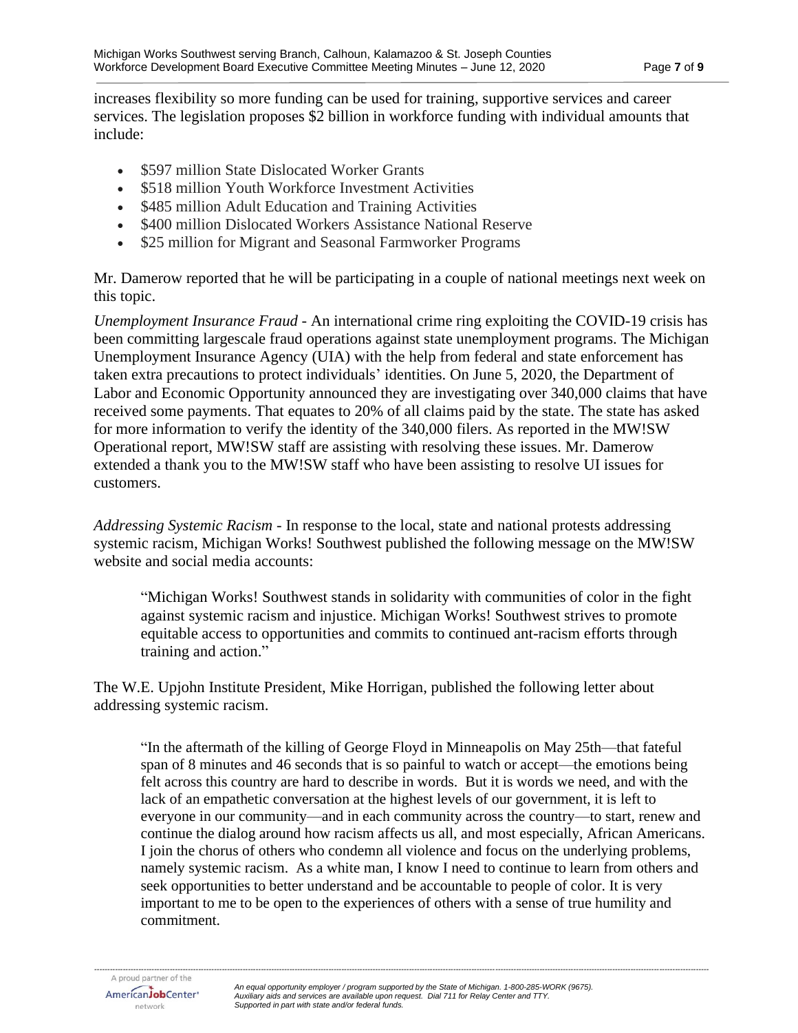increases flexibility so more funding can be used for training, supportive services and career services. The legislation proposes $2 billion in workforce funding with individual amounts that include:

- $597 million State Dislocated Worker Grants
- $518 million Youth Workforce Investment Activities
- $485 million Adult Education and Training Activities
- $400 million Dislocated Workers Assistance National Reserve
- $25 million for Migrant and Seasonal Farmworker Programs

Mr. Damerow reported that he will be participating in a couple of national meetings next week on this topic.

*Unemployment Insurance Fraud* - An international crime ring exploiting the COVID-19 crisis has been committing largescale fraud operations against state unemployment programs. The Michigan Unemployment Insurance Agency (UIA) with the help from federal and state enforcement has taken extra precautions to protect individuals' identities. On June 5, 2020, the Department of Labor and Economic Opportunity announced they are investigating over 340,000 claims that have received some payments. That equates to 20% of all claims paid by the state. The state has asked for more information to verify the identity of the 340,000 filers. As reported in the MW!SW Operational report, MW!SW staff are assisting with resolving these issues. Mr. Damerow extended a thank you to the MW!SW staff who have been assisting to resolve UI issues for customers.

*Addressing Systemic Racism* - In response to the local, state and national protests addressing systemic racism, Michigan Works! Southwest published the following message on the MW!SW website and social media accounts:

> "Michigan Works! Southwest stands in solidarity with communities of color in the fight against systemic racism and injustice. Michigan Works! Southwest strives to promote equitable access to opportunities and commits to continued ant-racism efforts through training and action."

The W.E. Upjohn Institute President, Mike Horrigan, published the following letter about addressing systemic racism.

> "In the aftermath of the killing of George Floyd in Minneapolis on May 25th—that fateful span of 8 minutes and 46 seconds that is so painful to watch or accept—the emotions being felt across this country are hard to describe in words. But it is words we need, and with the lack of an empathetic conversation at the highest levels of our government, it is left to everyone in our community—and in each community across the country—to start, renew and continue the dialog around how racism affects us all, and most especially, African Americans. I join the chorus of others who condemn all violence and focus on the underlying problems, namely systemic racism. As a white man, I know I need to continue to learn from others and seek opportunities to better understand and be accountable to people of color. It is very important to me to be open to the experiences of others with a sense of true humility and commitment.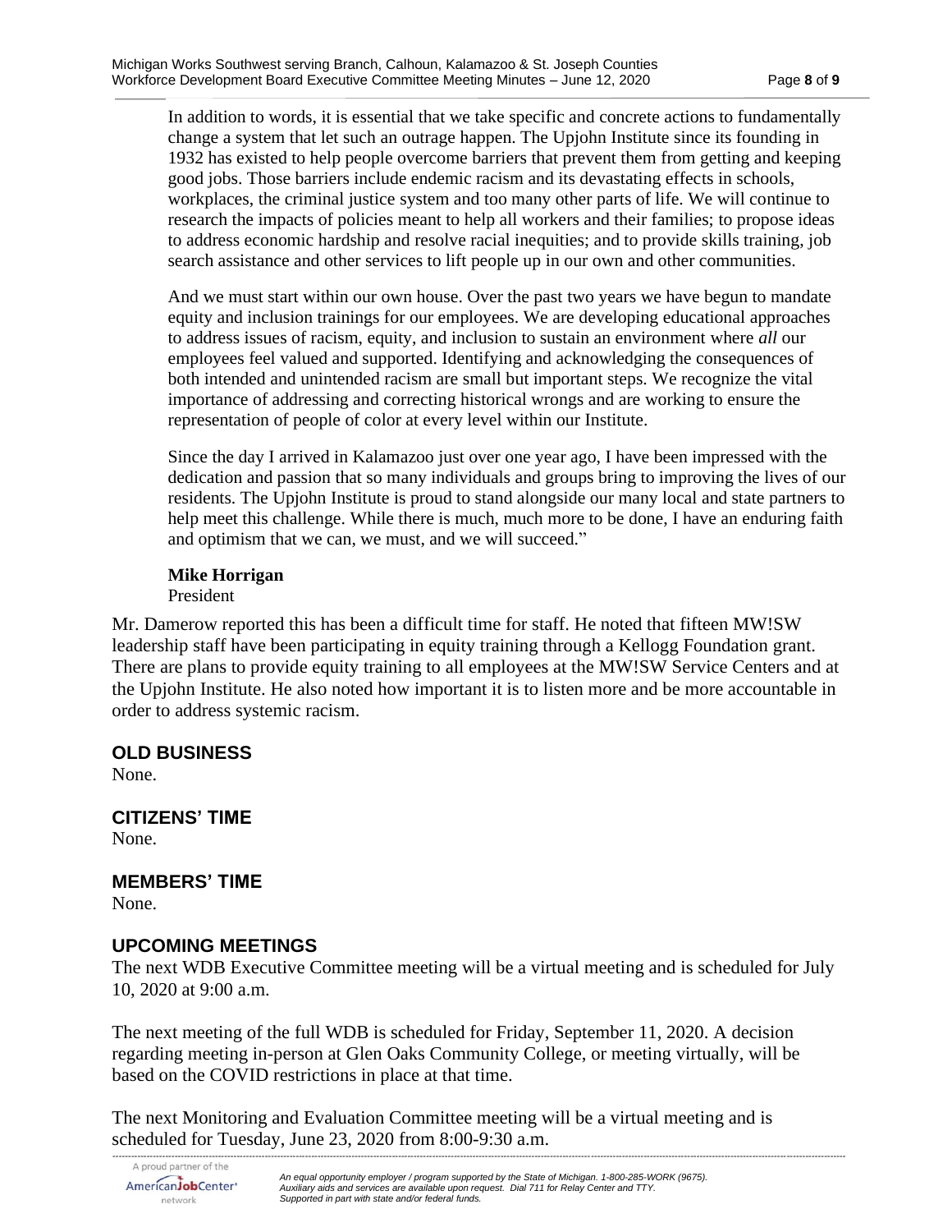> In addition to words, it is essential that we take specific and concrete actions to fundamentally change a system that let such an outrage happen. The Upjohn Institute since its founding in 1932 has existed to help people overcome barriers that prevent them from getting and keeping good jobs. Those barriers include endemic racism and its devastating effects in schools, workplaces, the criminal justice system and too many other parts of life. We will continue to research the impacts of policies meant to help all workers and their families; to propose ideas to address economic hardship and resolve racial inequities; and to provide skills training, job search assistance and other services to lift people up in our own and other communities.
>
> And we must start within our own house. Over the past two years we have begun to mandate equity and inclusion trainings for our employees. We are developing educational approaches to address issues of racism, equity, and inclusion to sustain an environment where *all* our employees feel valued and supported. Identifying and acknowledging the consequences of both intended and unintended racism are small but important steps. We recognize the vital importance of addressing and correcting historical wrongs and are working to ensure the representation of people of color at every level within our Institute.
>
> Since the day I arrived in Kalamazoo just over one year ago, I have been impressed with the dedication and passion that so many individuals and groups bring to improving the lives of our residents. The Upjohn Institute is proud to stand alongside our many local and state partners to help meet this challenge. While there is much, much more to be done, I have an enduring faith and optimism that we can, we must, and we will succeed."
>
> **Mike Horrigan**
> President

Mr. Damerow reported this has been a difficult time for staff. He noted that fifteen MW!SW leadership staff have been participating in equity training through a Kellogg Foundation grant. There are plans to provide equity training to all employees at the MW!SW Service Centers and at the Upjohn Institute. He also noted how important it is to listen more and be more accountable in order to address systemic racism.

## OLD BUSINESS

None.

## CITIZENS' TIME

None.

## MEMBERS' TIME

None.

## UPCOMING MEETINGS

The next WDB Executive Committee meeting will be a virtual meeting and is scheduled for July 10, 2020 at 9:00 a.m.

The next meeting of the full WDB is scheduled for Friday, September 11, 2020. A decision regarding meeting in-person at Glen Oaks Community College, or meeting virtually, will be based on the COVID restrictions in place at that time.

The next Monitoring and Evaluation Committee meeting will be a virtual meeting and is scheduled for Tuesday, June 23, 2020 from 8:00-9:30 a.m.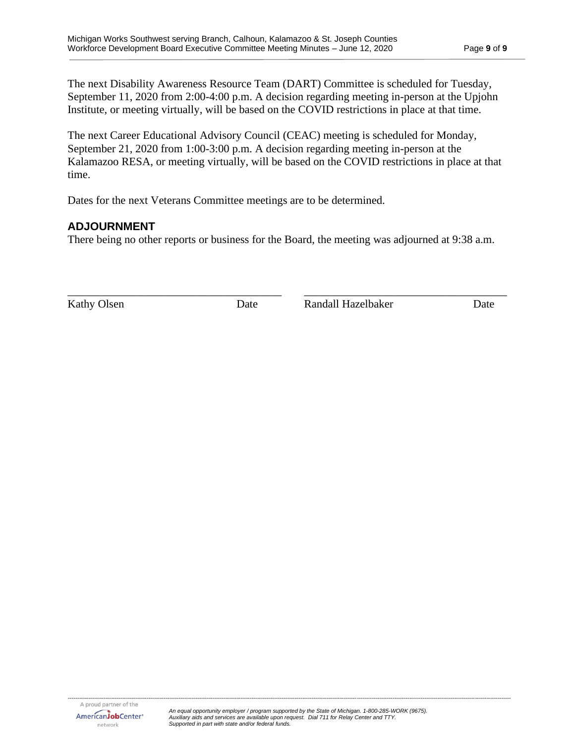The next Disability Awareness Resource Team (DART) Committee is scheduled for Tuesday, September 11, 2020 from 2:00-4:00 p.m. A decision regarding meeting in-person at the Upjohn Institute, or meeting virtually, will be based on the COVID restrictions in place at that time.

The next Career Educational Advisory Council (CEAC) meeting is scheduled for Monday, September 21, 2020 from 1:00-3:00 p.m. A decision regarding meeting in-person at the Kalamazoo RESA, or meeting virtually, will be based on the COVID restrictions in place at that time.

Dates for the next Veterans Committee meetings are to be determined.

## ADJOURNMENT

There being no other reports or business for the Board, the meeting was adjourned at 9:38 a.m.

| | | | |
|---|---|---|---|
| \_\_\_\_\_\_\_\_\_\_\_\_\_\_\_\_\_\_\_\_ | | \_\_\_\_\_\_\_\_\_\_\_\_\_\_\_\_\_\_\_\_ | |
| Kathy Olsen | Date | Randall Hazelbaker | Date |

A proud partner of the AmericanJobCenter network

*An equal opportunity employer / program supported by the State of Michigan. 1-800-285-WORK (9675). Auxiliary aids and services are available upon request. Dial 711 for Relay Center and TTY. Supported in part with state and/or federal funds.*